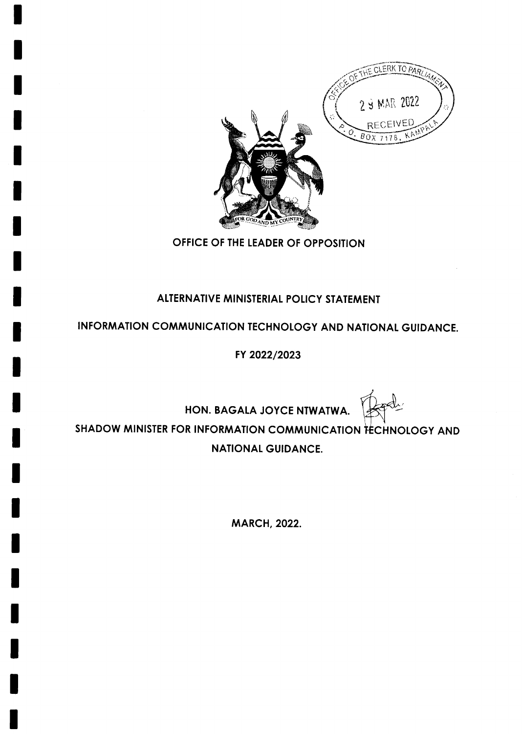OFFICE OF THE CLERK TO PARLIAMENT
29 MAR 2022
RECEIVED
P.O. BOX 7178, KAMPALA

FOR GOD AND MY COUNTRY

# OFFICE OF THE LEADER OF OPPOSITION

## ALTERNATIVE MINISTERIAL POLICY STATEMENT

## INFORMATION COMMUNICATION TECHNOLOGY AND NATIONAL GUIDANCE.

## FY 2022/2023

**HON. BAGALA JOYCE NTWATWA.**

**SHADOW MINISTER FOR INFORMATION COMMUNICATION TECHNOLOGY AND NATIONAL GUIDANCE.**

**MARCH, 2022.**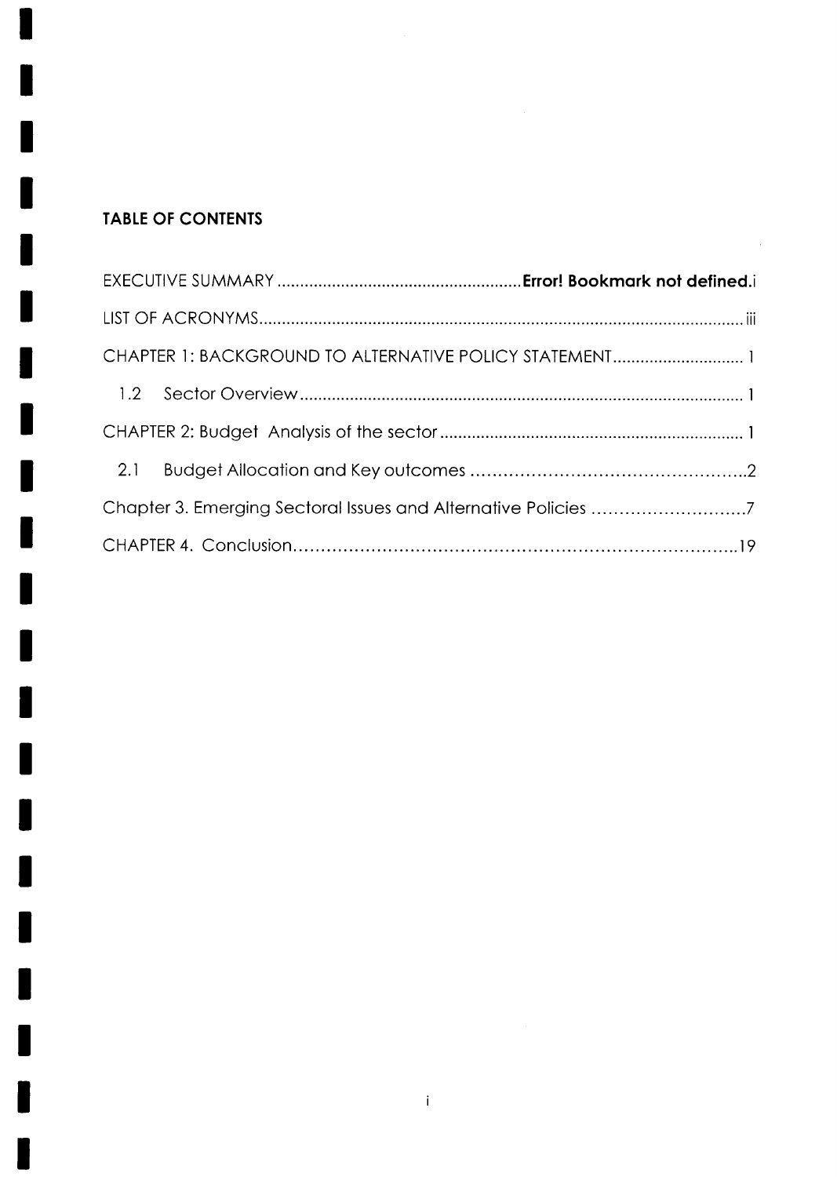**TABLE OF CONTENTS**

EXECUTIVE SUMMARY ........................................................ **Error! Bookmark not defined.**i

LIST OF ACRONYMS ........................................................................................................ iii

CHAPTER 1: BACKGROUND TO ALTERNATIVE POLICY STATEMENT ............................ 1

1.2 Sector Overview ................................................................................................ 1

CHAPTER 2: Budget Analysis of the sector ..................................................................... 1

2.1 Budget Allocation and Key outcomes ....................................................................2

Chapter 3. Emerging Sectoral Issues and Alternative Policies ............................7

CHAPTER 4. Conclusion.......................................................................................19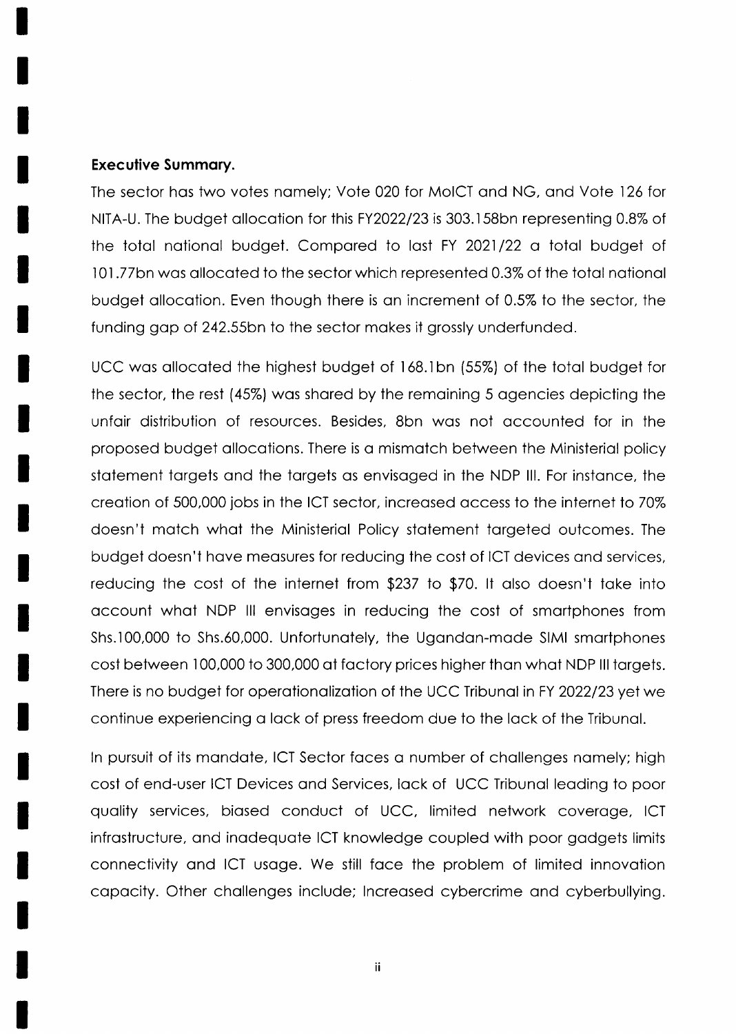**Executive Summary.**

The sector has two votes namely; Vote 020 for MoICT and NG, and Vote 126 for NITA-U. The budget allocation for this FY2022/23 is 303.158bn representing 0.8% of the total national budget. Compared to last FY 2021/22 a total budget of 101.77bn was allocated to the sector which represented 0.3% of the total national budget allocation. Even though there is an increment of 0.5% to the sector, the funding gap of 242.55bn to the sector makes it grossly underfunded.

UCC was allocated the highest budget of 168.1bn (55%) of the total budget for the sector, the rest (45%) was shared by the remaining 5 agencies depicting the unfair distribution of resources. Besides, 8bn was not accounted for in the proposed budget allocations. There is a mismatch between the Ministerial policy statement targets and the targets as envisaged in the NDP III. For instance, the creation of 500,000 jobs in the ICT sector, increased access to the internet to 70% doesn't match what the Ministerial Policy statement targeted outcomes. The budget doesn't have measures for reducing the cost of ICT devices and services, reducing the cost of the internet from $237 to $70. It also doesn't take into account what NDP III envisages in reducing the cost of smartphones from Shs.100,000 to Shs.60,000. Unfortunately, the Ugandan-made SIMI smartphones cost between 100,000 to 300,000 at factory prices higher than what NDP III targets. There is no budget for operationalization of the UCC Tribunal in FY 2022/23 yet we continue experiencing a lack of press freedom due to the lack of the Tribunal.

In pursuit of its mandate, ICT Sector faces a number of challenges namely; high cost of end-user ICT Devices and Services, lack of UCC Tribunal leading to poor quality services, biased conduct of UCC, limited network coverage, ICT infrastructure, and inadequate ICT knowledge coupled with poor gadgets limits connectivity and ICT usage. We still face the problem of limited innovation capacity. Other challenges include; Increased cybercrime and cyberbullying.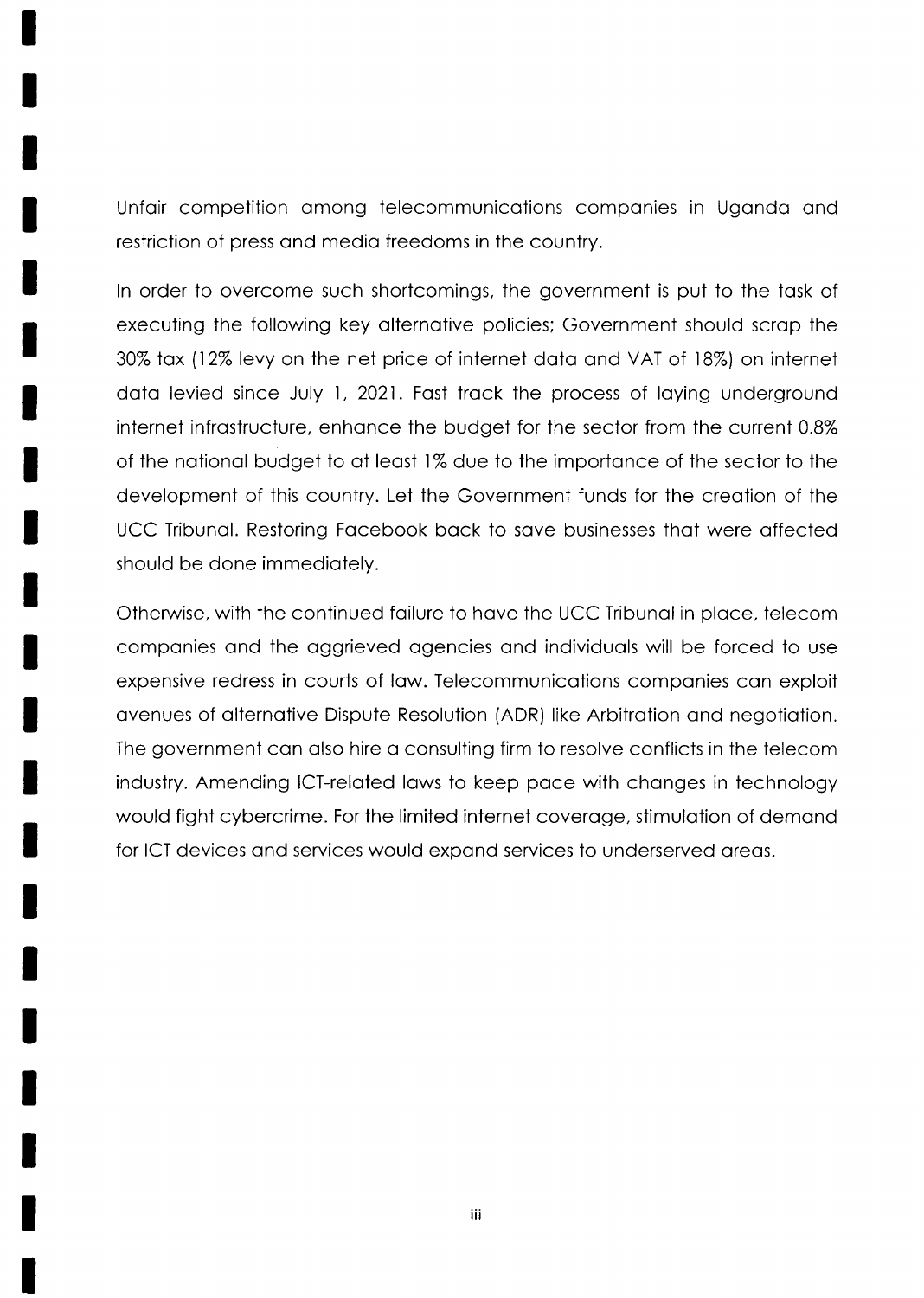Unfair competition among telecommunications companies in Uganda and restriction of press and media freedoms in the country.

In order to overcome such shortcomings, the government is put to the task of executing the following key alternative policies; Government should scrap the 30% tax (12% levy on the net price of internet data and VAT of 18%) on internet data levied since July 1, 2021. Fast track the process of laying underground internet infrastructure, enhance the budget for the sector from the current 0.8% of the national budget to at least 1% due to the importance of the sector to the development of this country. Let the Government funds for the creation of the UCC Tribunal. Restoring Facebook back to save businesses that were affected should be done immediately.

Otherwise, with the continued failure to have the UCC Tribunal in place, telecom companies and the aggrieved agencies and individuals will be forced to use expensive redress in courts of law. Telecommunications companies can exploit avenues of alternative Dispute Resolution (ADR) like Arbitration and negotiation. The government can also hire a consulting firm to resolve conflicts in the telecom industry. Amending ICT-related laws to keep pace with changes in technology would fight cybercrime. For the limited internet coverage, stimulation of demand for ICT devices and services would expand services to underserved areas.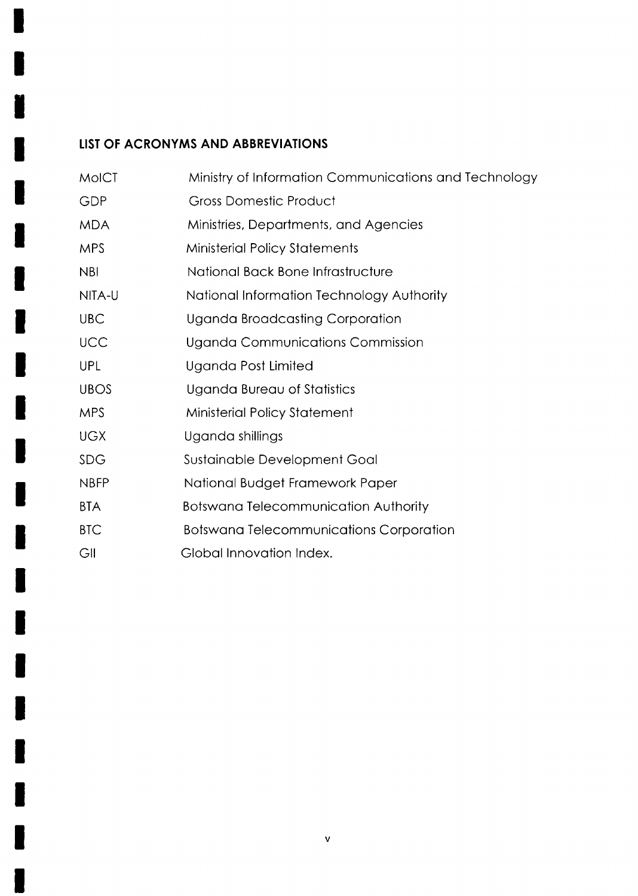## LIST OF ACRONYMS AND ABBREVIATIONS

| | |
|---|---|
| MoICT | Ministry of Information Communications and Technology |
| GDP | Gross Domestic Product |
| MDA | Ministries, Departments, and Agencies |
| MPS | Ministerial Policy Statements |
| NBI | National Back Bone Infrastructure |
| NITA-U | National Information Technology Authority |
| UBC | Uganda Broadcasting Corporation |
| UCC | Uganda Communications Commission |
| UPL | Uganda Post Limited |
| UBOS | Uganda Bureau of Statistics |
| MPS | Ministerial Policy Statement |
| UGX | Uganda shillings |
| SDG | Sustainable Development Goal |
| NBFP | National Budget Framework Paper |
| BTA | Botswana Telecommunication Authority |
| BTC | Botswana Telecommunications Corporation |
| GII | Global Innovation Index. |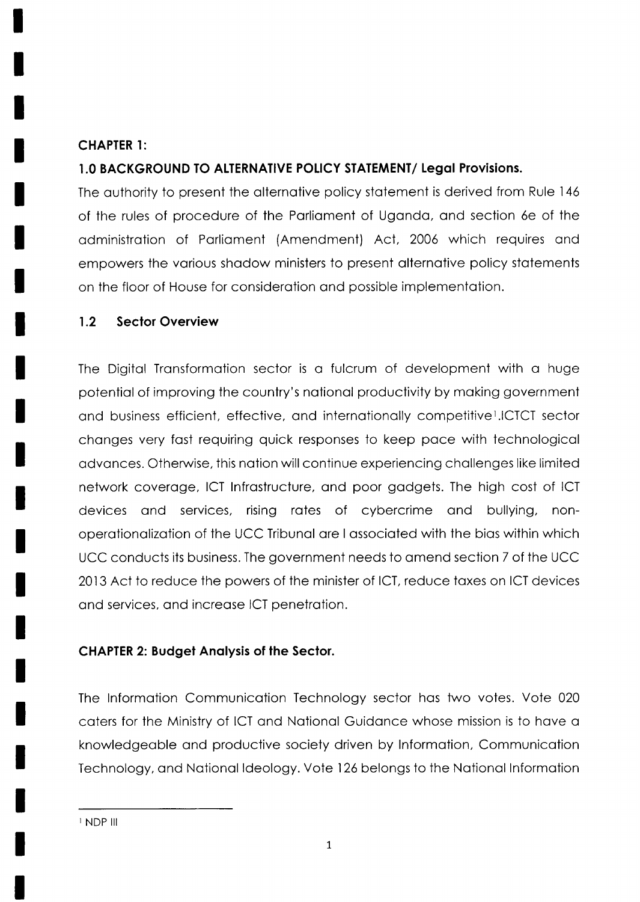## CHAPTER 1:

### 1.0 BACKGROUND TO ALTERNATIVE POLICY STATEMENT/ Legal Provisions.

The authority to present the alternative policy statement is derived from Rule 146 of the rules of procedure of the Parliament of Uganda, and section 6e of the administration of Parliament (Amendment) Act, 2006 which requires and empowers the various shadow ministers to present alternative policy statements on the floor of House for consideration and possible implementation.

### 1.2 Sector Overview

The Digital Transformation sector is a fulcrum of development with a huge potential of improving the country's national productivity by making government and business efficient, effective, and internationally competitive[1].ICTCT sector changes very fast requiring quick responses to keep pace with technological advances. Otherwise, this nation will continue experiencing challenges like limited network coverage, ICT Infrastructure, and poor gadgets. The high cost of ICT devices and services, rising rates of cybercrime and bullying, non-operationalization of the UCC Tribunal are l associated with the bias within which UCC conducts its business. The government needs to amend section 7 of the UCC 2013 Act to reduce the powers of the minister of ICT, reduce taxes on ICT devices and services, and increase ICT penetration.

## CHAPTER 2: Budget Analysis of the Sector.

The Information Communication Technology sector has two votes. Vote 020 caters for the Ministry of ICT and National Guidance whose mission is to have a knowledgeable and productive society driven by Information, Communication Technology, and National Ideology. Vote 126 belongs to the National Information

[1] NDP III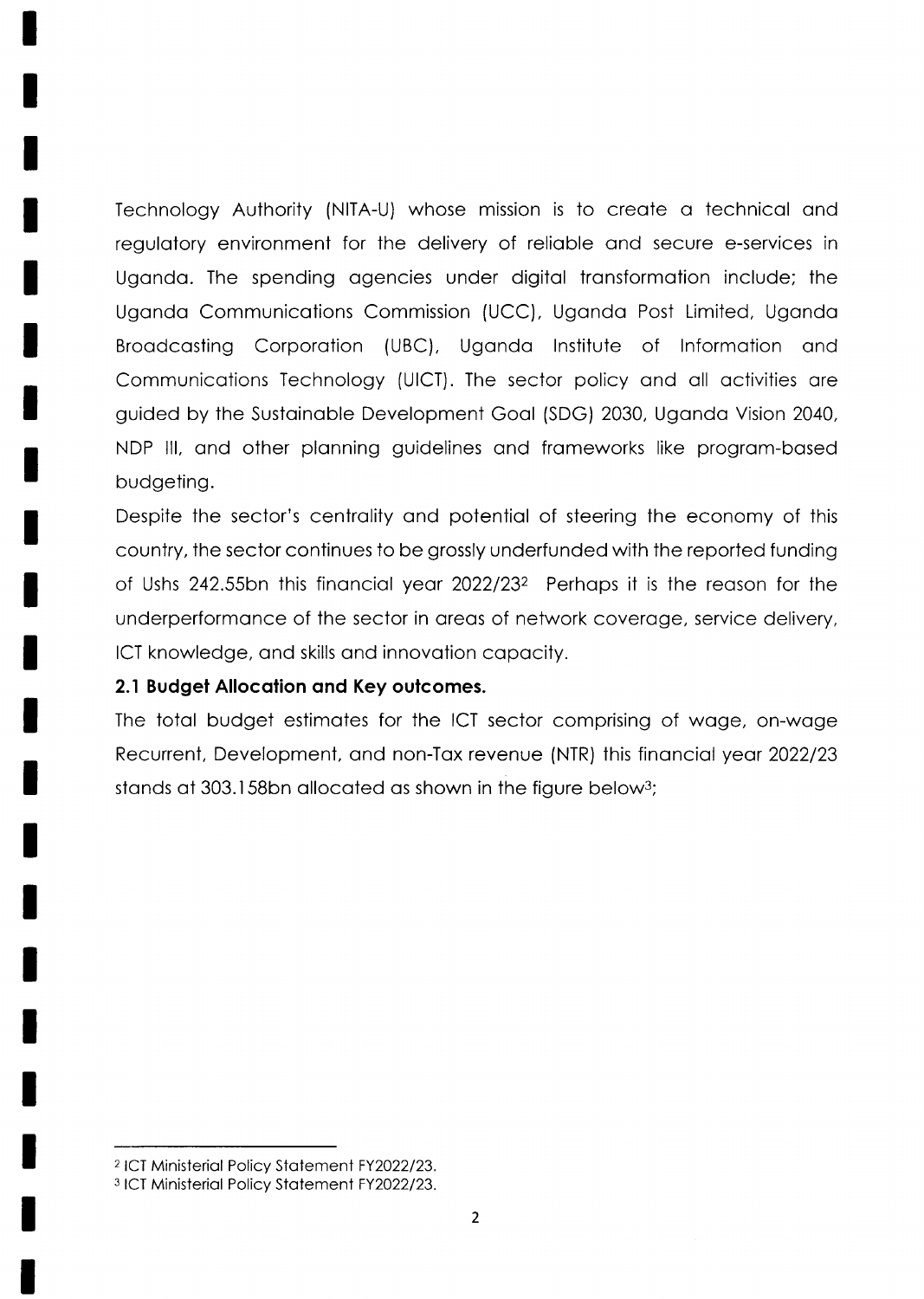Technology Authority (NITA-U) whose mission is to create a technical and regulatory environment for the delivery of reliable and secure e-services in Uganda. The spending agencies under digital transformation include; the Uganda Communications Commission (UCC), Uganda Post Limited, Uganda Broadcasting Corporation (UBC), Uganda Institute of Information and Communications Technology (UICT). The sector policy and all activities are guided by the Sustainable Development Goal (SDG) 2030, Uganda Vision 2040, NDP III, and other planning guidelines and frameworks like program-based budgeting.

Despite the sector's centrality and potential of steering the economy of this country, the sector continues to be grossly underfunded with the reported funding of Ushs 242.55bn this financial year 2022/23[2] Perhaps it is the reason for the underperformance of the sector in areas of network coverage, service delivery, ICT knowledge, and skills and innovation capacity.

**2.1 Budget Allocation and Key outcomes.**

The total budget estimates for the ICT sector comprising of wage, on-wage Recurrent, Development, and non-Tax revenue (NTR) this financial year 2022/23 stands at 303.158bn allocated as shown in the figure below[3];

---

[2] ICT Ministerial Policy Statement FY2022/23.

[3] ICT Ministerial Policy Statement FY2022/23.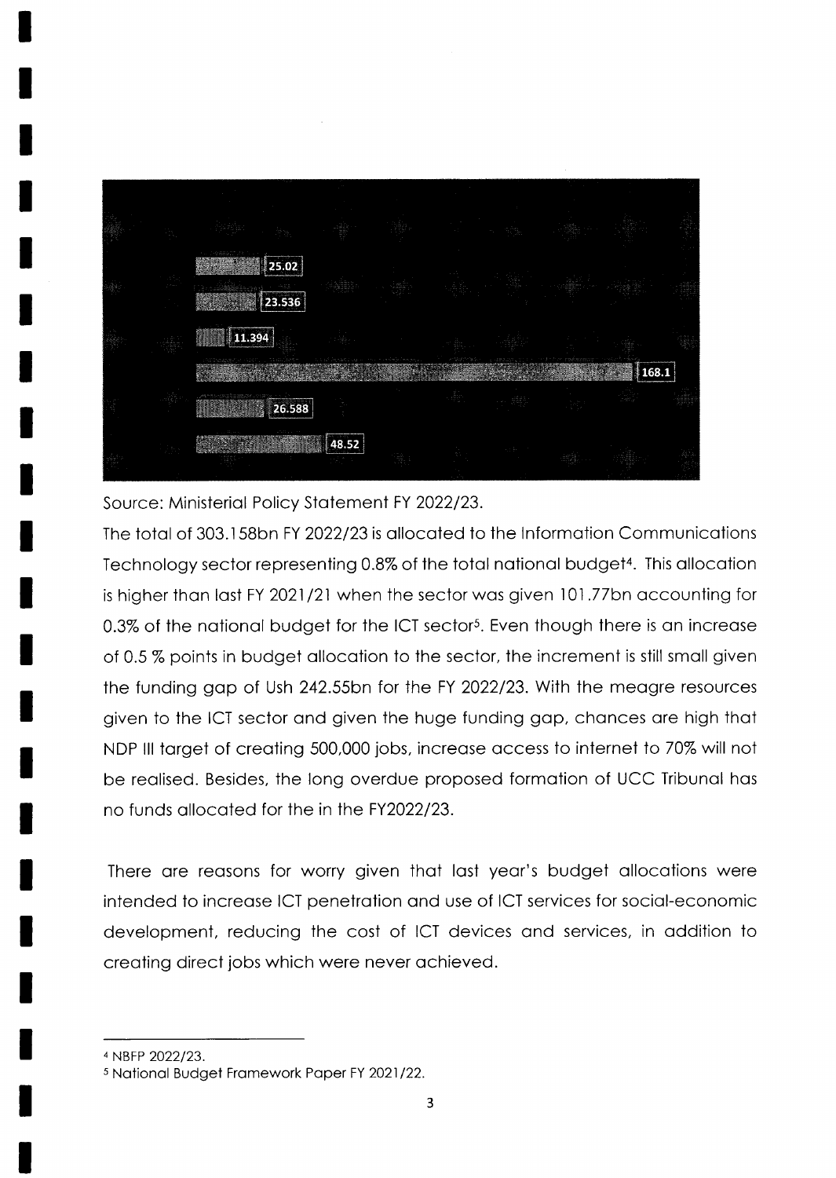25.02

23.536

11.394

168.1

26.588

48.52

Source: Ministerial Policy Statement FY 2022/23.

The total of 303.158bn FY 2022/23 is allocated to the Information Communications Technology sector representing 0.8% of the total national budget[4]. This allocation is higher than last FY 2021/21 when the sector was given 101.77bn accounting for 0.3% of the national budget for the ICT sector[5]. Even though there is an increase of 0.5 % points in budget allocation to the sector, the increment is still small given the funding gap of Ush 242.55bn for the FY 2022/23. With the meagre resources given to the ICT sector and given the huge funding gap, chances are high that NDP III target of creating 500,000 jobs, increase access to internet to 70% will not be realised. Besides, the long overdue proposed formation of UCC Tribunal has no funds allocated for the in the FY2022/23.

There are reasons for worry given that last year's budget allocations were intended to increase ICT penetration and use of ICT services for social-economic development, reducing the cost of ICT devices and services, in addition to creating direct jobs which were never achieved.

---

[4] NBFP 2022/23.

[5] National Budget Framework Paper FY 2021/22.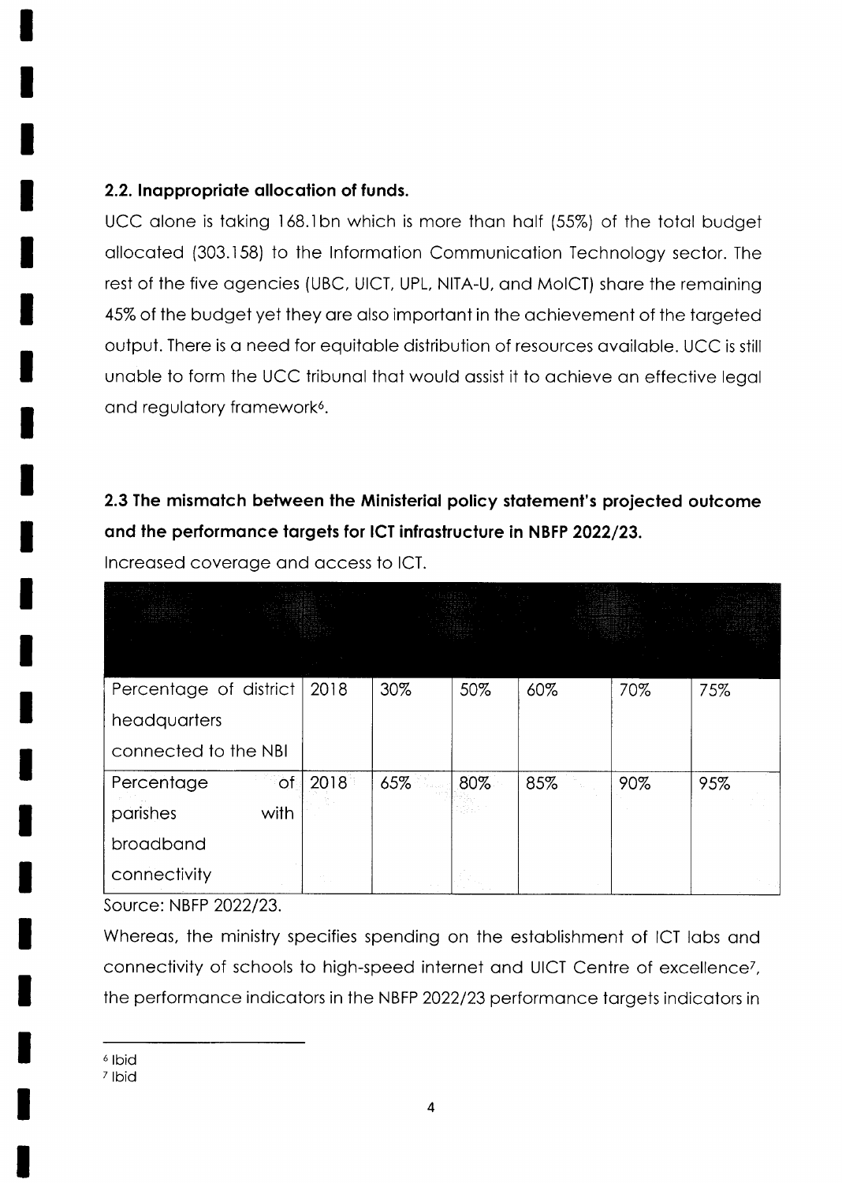### 2.2. Inappropriate allocation of funds.

UCC alone is taking 168.1bn which is more than half (55%) of the total budget allocated (303.158) to the Information Communication Technology sector. The rest of the five agencies (UBC, UICT, UPL, NITA-U, and MoICT) share the remaining 45% of the budget yet they are also important in the achievement of the targeted output. There is a need for equitable distribution of resources available. UCC is still unable to form the UCC tribunal that would assist it to achieve an effective legal and regulatory framework[6].

### 2.3 The mismatch between the Ministerial policy statement's projected outcome and the performance targets for ICT infrastructure in NBFP 2022/23.

Increased coverage and access to ICT.

| | | | | | | |
|---|---|---|---|---|---|---|
| Percentage of district headquarters connected to the NBI | 2018 | 30% | 50% | 60% | 70% | 75% |
| Percentage of parishes with broadband connectivity | 2018 | 65% | 80% | 85% | 90% | 95% |

Source: NBFP 2022/23.

Whereas, the ministry specifies spending on the establishment of ICT labs and connectivity of schools to high-speed internet and UICT Centre of excellence[7], the performance indicators in the NBFP 2022/23 performance targets indicators in

---

[6] Ibid

[7] Ibid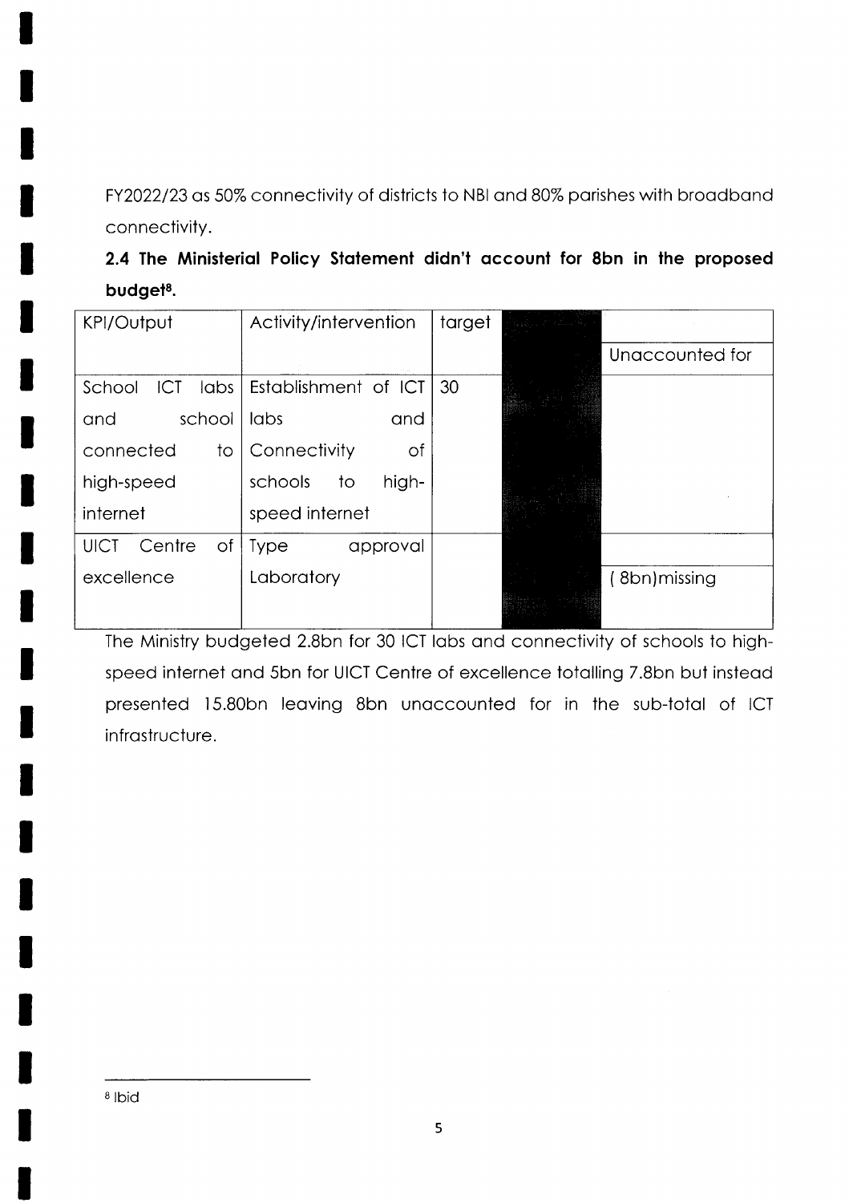FY2022/23 as 50% connectivity of districts to NBI and 80% parishes with broadband connectivity.

**2.4 The Ministerial Policy Statement didn't account for 8bn in the proposed budget[8].**

| KPI/Output | Activity/intervention | target | | Unaccounted for |
|---|---|---|---|---|
| School ICT labs and school connected to high-speed internet | Establishment of ICT labs and Connectivity of schools to high-speed internet | 30 | | |
| UICT Centre of excellence | Type approval Laboratory | | | ( 8bn)missing |

The Ministry budgeted 2.8bn for 30 ICT labs and connectivity of schools to high-speed internet and 5bn for UICT Centre of excellence totalling 7.8bn but instead presented 15.80bn leaving 8bn unaccounted for in the sub-total of ICT infrastructure.

[8] Ibid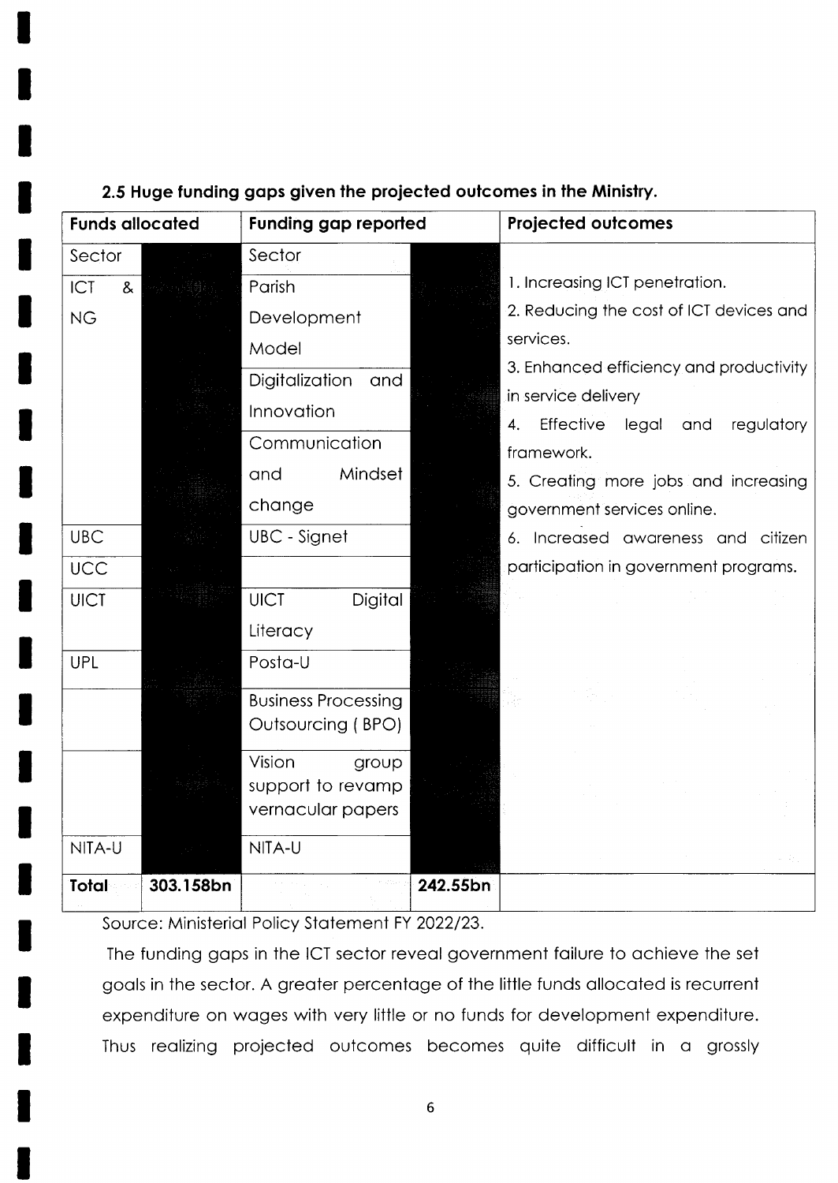### 2.5 Huge funding gaps given the projected outcomes in the Ministry.

| Funds allocated | | Funding gap reported | | Projected outcomes |
|---|---|---|---|---|
| Sector | | Sector | | |
| ICT & NG | | Parish Development Model | | 1. Increasing ICT penetration.<br>2. Reducing the cost of ICT devices and services.<br>3. Enhanced efficiency and productivity in service delivery<br>4. Effective legal and regulatory framework.<br>5. Creating more jobs and increasing government services online.<br>6. Increased awareness and citizen participation in government programs. |
| | | Digitalization and Innovation | | |
| | | Communication and Mindset change | | |
| UBC | | UBC - Signet | | |
| UCC | | | | |
| UICT | | UICT Digital Literacy | | |
| UPL | | Posta-U | | |
| | | Business Processing Outsourcing ( BPO) | | |
| | | Vision group support to revamp vernacular papers | | |
| NITA-U | | NITA-U | | |
| **Total** | **303.158bn** | | **242.55bn** | |

Source: Ministerial Policy Statement FY 2022/23.

The funding gaps in the ICT sector reveal government failure to achieve the set goals in the sector. A greater percentage of the little funds allocated is recurrent expenditure on wages with very little or no funds for development expenditure. Thus realizing projected outcomes becomes quite difficult in a grossly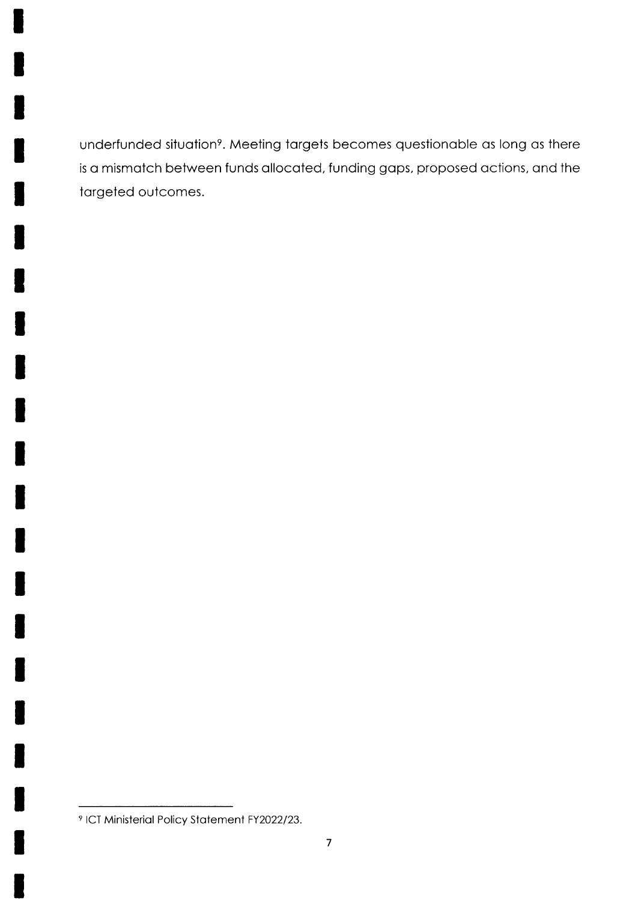underfunded situation[9]. Meeting targets becomes questionable as long as there is a mismatch between funds allocated, funding gaps, proposed actions, and the targeted outcomes.

[9] ICT Ministerial Policy Statement FY2022/23.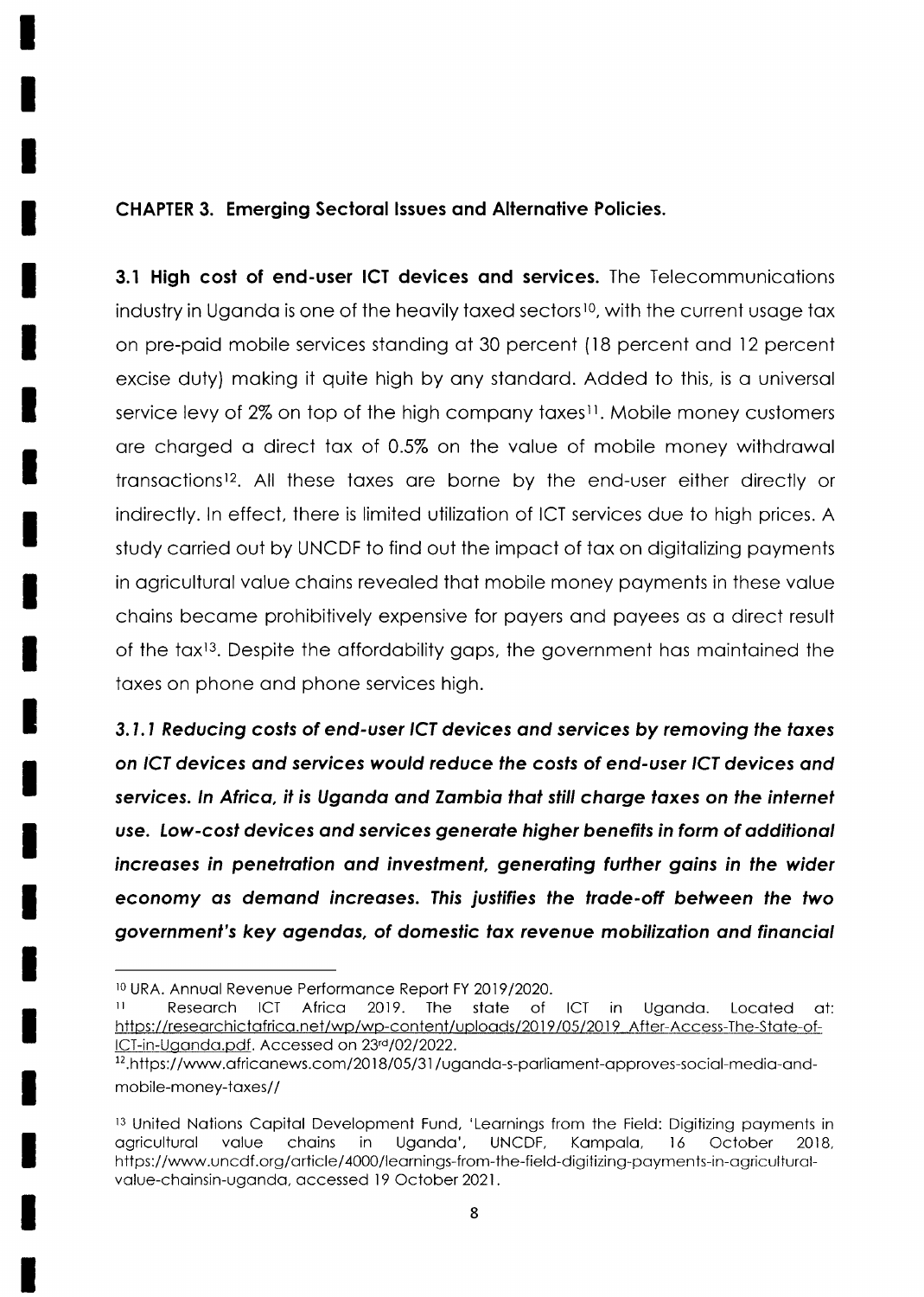## CHAPTER 3. Emerging Sectoral Issues and Alternative Policies.

**3.1 High cost of end-user ICT devices and services.** The Telecommunications industry in Uganda is one of the heavily taxed sectors[10], with the current usage tax on pre-paid mobile services standing at 30 percent (18 percent and 12 percent excise duty) making it quite high by any standard. Added to this, is a universal service levy of 2% on top of the high company taxes[11]. Mobile money customers are charged a direct tax of 0.5% on the value of mobile money withdrawal transactions[12]. All these taxes are borne by the end-user either directly or indirectly. In effect, there is limited utilization of ICT services due to high prices. A study carried out by UNCDF to find out the impact of tax on digitalizing payments in agricultural value chains revealed that mobile money payments in these value chains became prohibitively expensive for payers and payees as a direct result of the tax[13]. Despite the affordability gaps, the government has maintained the taxes on phone and phone services high.

***3.1.1 Reducing costs of end-user ICT devices and services by removing the taxes on ICT devices and services would reduce the costs of end-user ICT devices and services. In Africa, it is Uganda and Zambia that still charge taxes on the internet use. Low-cost devices and services generate higher benefits in form of additional increases in penetration and investment, generating further gains in the wider economy as demand increases. This justifies the trade-off between the two government's key agendas, of domestic tax revenue mobilization and financial***

---

[10] URA. Annual Revenue Performance Report FY 2019/2020.

[11] Research ICT Africa 2019. The state of ICT in Uganda. Located at: https://researchictafrica.net/wp/wp-content/uploads/2019/05/2019_After-Access-The-State-of-ICT-in-Uganda.pdf. Accessed on 23rd/02/2022.

[12].https://www.africanews.com/2018/05/31/uganda-s-parliament-approves-social-media-and-mobile-money-taxes//

[13] United Nations Capital Development Fund, 'Learnings from the Field: Digitizing payments in agricultural value chains in Uganda', UNCDF, Kampala, 16 October 2018, https://www.uncdf.org/article/4000/learnings-from-the-field-digitizing-payments-in-agricultural-value-chainsin-uganda, accessed 19 October 2021.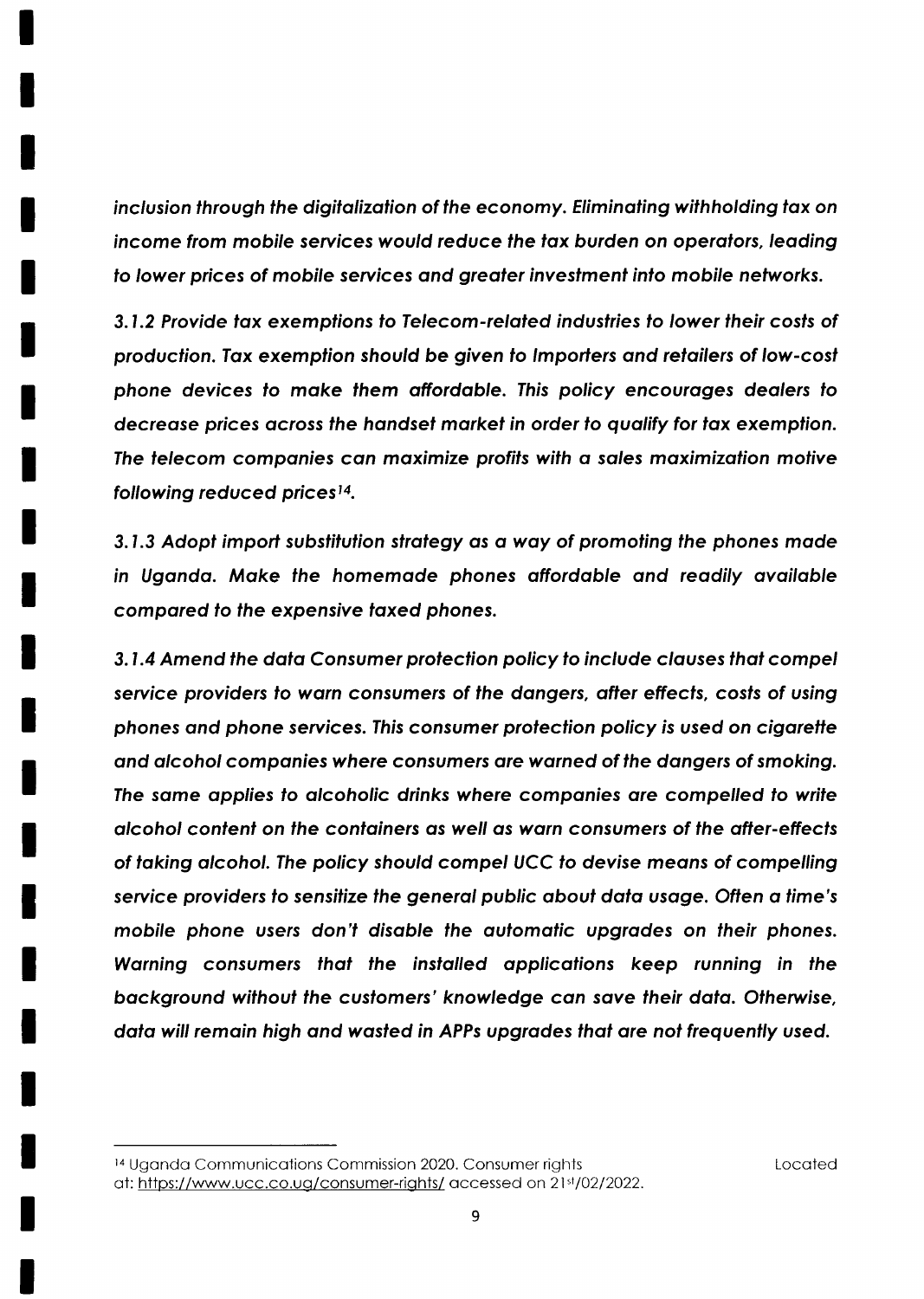*inclusion through the digitalization of the economy. Eliminating withholding tax on income from mobile services would reduce the tax burden on operators, leading to lower prices of mobile services and greater investment into mobile networks.*

***3.1.2 Provide tax exemptions to Telecom-related industries to lower their costs of production. Tax exemption should be given to Importers and retailers of low-cost phone devices to make them affordable. This policy encourages dealers to decrease prices across the handset market in order to qualify for tax exemption. The telecom companies can maximize profits with a sales maximization motive following reduced prices[14].***

***3.1.3 Adopt import substitution strategy as a way of promoting the phones made in Uganda. Make the homemade phones affordable and readily available compared to the expensive taxed phones.***

***3.1.4 Amend the data Consumer protection policy to include clauses that compel service providers to warn consumers of the dangers, after effects, costs of using phones and phone services. This consumer protection policy is used on cigarette and alcohol companies where consumers are warned of the dangers of smoking. The same applies to alcoholic drinks where companies are compelled to write alcohol content on the containers as well as warn consumers of the after-effects of taking alcohol. The policy should compel UCC to devise means of compelling service providers to sensitize the general public about data usage. Often a time's mobile phone users don't disable the automatic upgrades on their phones. Warning consumers that the installed applications keep running in the background without the customers' knowledge can save their data. Otherwise, data will remain high and wasted in APPs upgrades that are not frequently used.***

---

[14] Uganda Communications Commission 2020. Consumer rights Located at: https://www.ucc.co.ug/consumer-rights/ accessed on 21st/02/2022.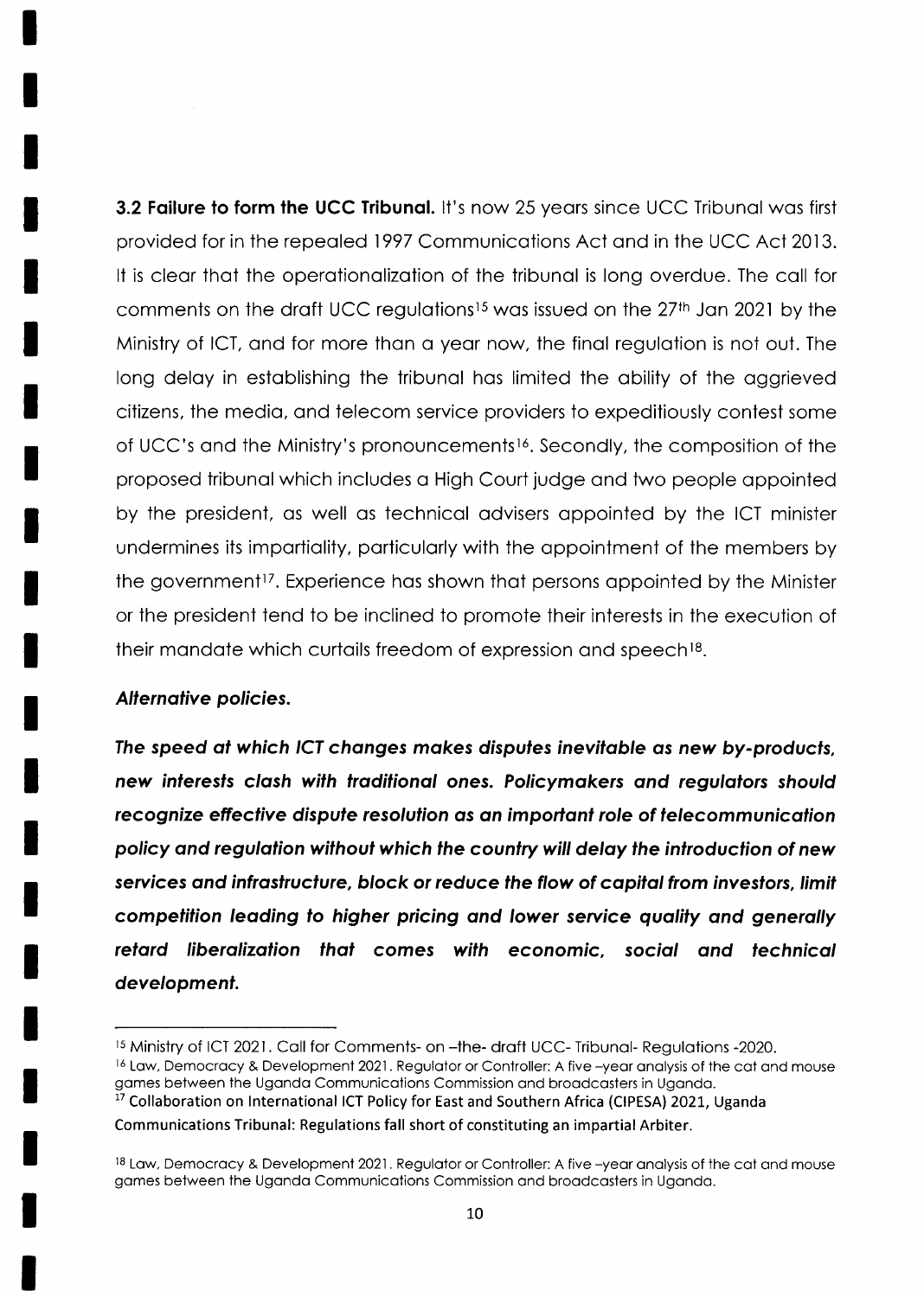**3.2 Failure to form the UCC Tribunal.** It's now 25 years since UCC Tribunal was first provided for in the repealed 1997 Communications Act and in the UCC Act 2013. It is clear that the operationalization of the tribunal is long overdue. The call for comments on the draft UCC regulations[15] was issued on the 27th Jan 2021 by the Ministry of ICT, and for more than a year now, the final regulation is not out. The long delay in establishing the tribunal has limited the ability of the aggrieved citizens, the media, and telecom service providers to expeditiously contest some of UCC's and the Ministry's pronouncements[16]. Secondly, the composition of the proposed tribunal which includes a High Court judge and two people appointed by the president, as well as technical advisers appointed by the ICT minister undermines its impartiality, particularly with the appointment of the members by the government[17]. Experience has shown that persons appointed by the Minister or the president tend to be inclined to promote their interests in the execution of their mandate which curtails freedom of expression and speech[18].

***Alternative policies.***

***The speed at which ICT changes makes disputes inevitable as new by-products, new interests clash with traditional ones. Policymakers and regulators should recognize effective dispute resolution as an important role of telecommunication policy and regulation without which the country will delay the introduction of new services and infrastructure, block or reduce the flow of capital from investors, limit competition leading to higher pricing and lower service quality and generally retard liberalization that comes with economic, social and technical development.***

---

[15] Ministry of ICT 2021. Call for Comments- on –the- draft UCC- Tribunal- Regulations -2020.

[16] Law, Democracy & Development 2021. Regulator or Controller: A five –year analysis of the cat and mouse games between the Uganda Communications Commission and broadcasters in Uganda.

[17] Collaboration on International ICT Policy for East and Southern Africa (CIPESA) 2021, Uganda Communications Tribunal: Regulations fall short of constituting an impartial Arbiter.

[18] Law, Democracy & Development 2021. Regulator or Controller: A five –year analysis of the cat and mouse games between the Uganda Communications Commission and broadcasters in Uganda.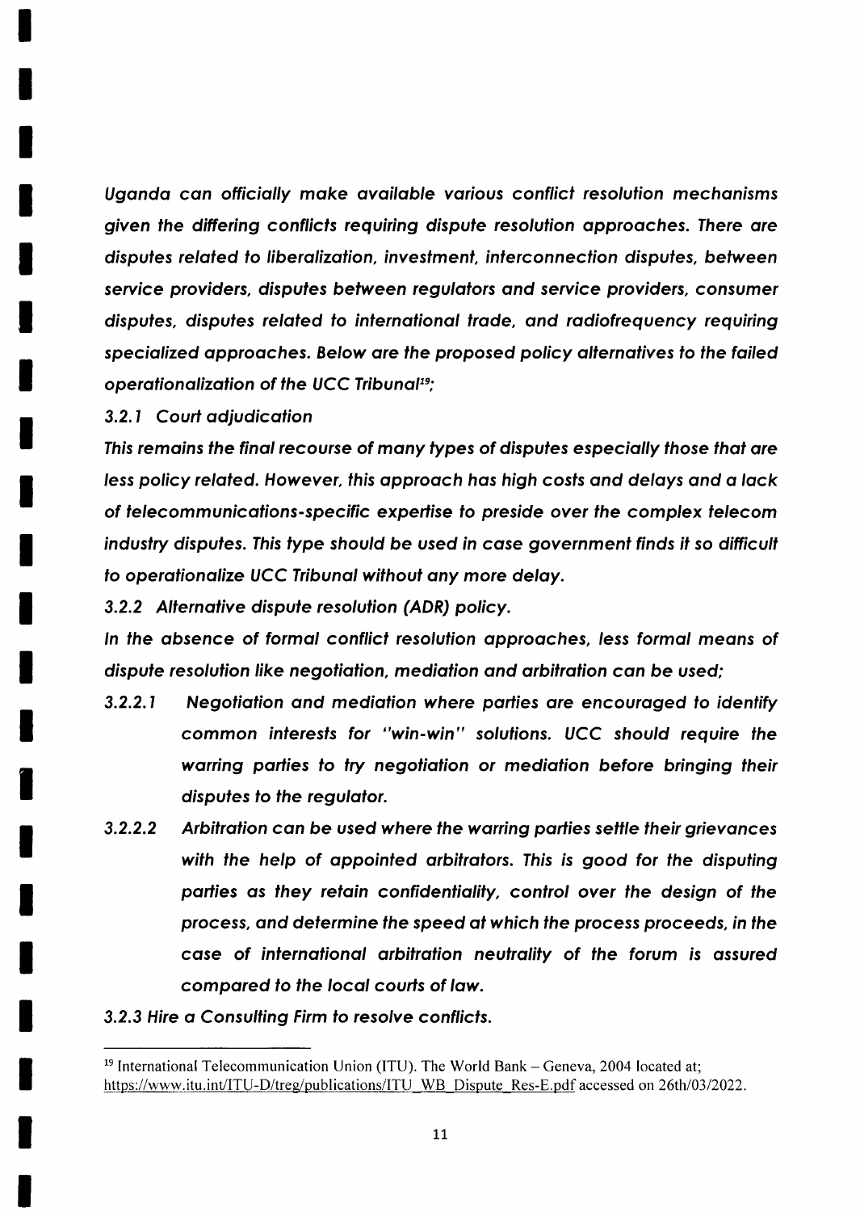*Uganda can officially make available various conflict resolution mechanisms given the differing conflicts requiring dispute resolution approaches. There are disputes related to liberalization, investment, interconnection disputes, between service providers, disputes between regulators and service providers, consumer disputes, disputes related to international trade, and radiofrequency requiring specialized approaches. Below are the proposed policy alternatives to the failed operationalization of the UCC Tribunal[19];*

### *3.2.1 Court adjudication*

***This remains the final recourse of many types of disputes especially those that are less policy related. However, this approach has high costs and delays and a lack of telecommunications-specific expertise to preside over the complex telecom industry disputes. This type should be used in case government finds it so difficult to operationalize UCC Tribunal without any more delay.***

### *3.2.2 Alternative dispute resolution (ADR) policy.*

***In the absence of formal conflict resolution approaches, less formal means of dispute resolution like negotiation, mediation and arbitration can be used;***

- ***3.2.2.1 Negotiation and mediation where parties are encouraged to identify common interests for "win-win" solutions. UCC should require the warring parties to try negotiation or mediation before bringing their disputes to the regulator.***
- ***3.2.2.2 Arbitration can be used where the warring parties settle their grievances with the help of appointed arbitrators. This is good for the disputing parties as they retain confidentiality, control over the design of the process, and determine the speed at which the process proceeds, in the case of international arbitration neutrality of the forum is assured compared to the local courts of law.***

### ***3.2.3 Hire a Consulting Firm to resolve conflicts.***

---

[19] International Telecommunication Union (ITU). The World Bank – Geneva, 2004 located at; https://www.itu.int/ITU-D/treg/publications/ITU_WB_Dispute_Res-E.pdf accessed on 26th/03/2022.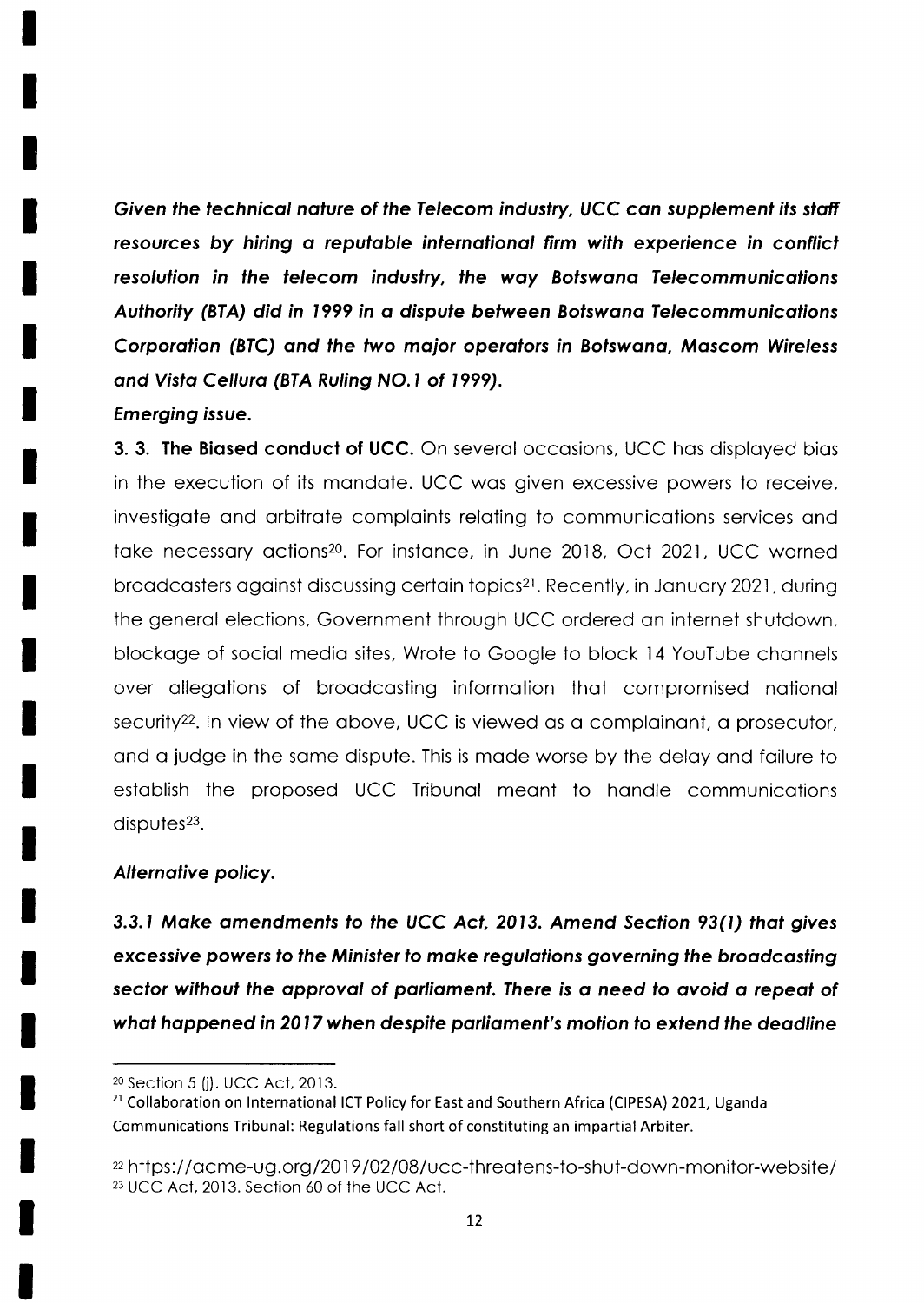***Given the technical nature of the Telecom industry, UCC can supplement its staff resources by hiring a reputable international firm with experience in conflict resolution in the telecom industry, the way Botswana Telecommunications Authority (BTA) did in 1999 in a dispute between Botswana Telecommunications Corporation (BTC) and the two major operators in Botswana, Mascom Wireless and Vista Cellura (BTA Ruling NO.1 of 1999).***

***Emerging issue.***

**3. 3. The Biased conduct of UCC.** On several occasions, UCC has displayed bias in the execution of its mandate. UCC was given excessive powers to receive, investigate and arbitrate complaints relating to communications services and take necessary actions[20]. For instance, in June 2018, Oct 2021, UCC warned broadcasters against discussing certain topics[21]. Recently, in January 2021, during the general elections, Government through UCC ordered an internet shutdown, blockage of social media sites, Wrote to Google to block 14 YouTube channels over allegations of broadcasting information that compromised national security[22]. In view of the above, UCC is viewed as a complainant, a prosecutor, and a judge in the same dispute. This is made worse by the delay and failure to establish the proposed UCC Tribunal meant to handle communications disputes[23].

***Alternative policy.***

***3.3.1 Make amendments to the UCC Act, 2013. Amend Section 93(1) that gives excessive powers to the Minister to make regulations governing the broadcasting sector without the approval of parliament. There is a need to avoid a repeat of what happened in 2017 when despite parliament's motion to extend the deadline***

---

[20] Section 5 (j). UCC Act, 2013.

[21] Collaboration on International ICT Policy for East and Southern Africa (CIPESA) 2021, Uganda Communications Tribunal: Regulations fall short of constituting an impartial Arbiter.

[22] https://acme-ug.org/2019/02/08/ucc-threatens-to-shut-down-monitor-website/

[23] UCC Act, 2013. Section 60 of the UCC Act.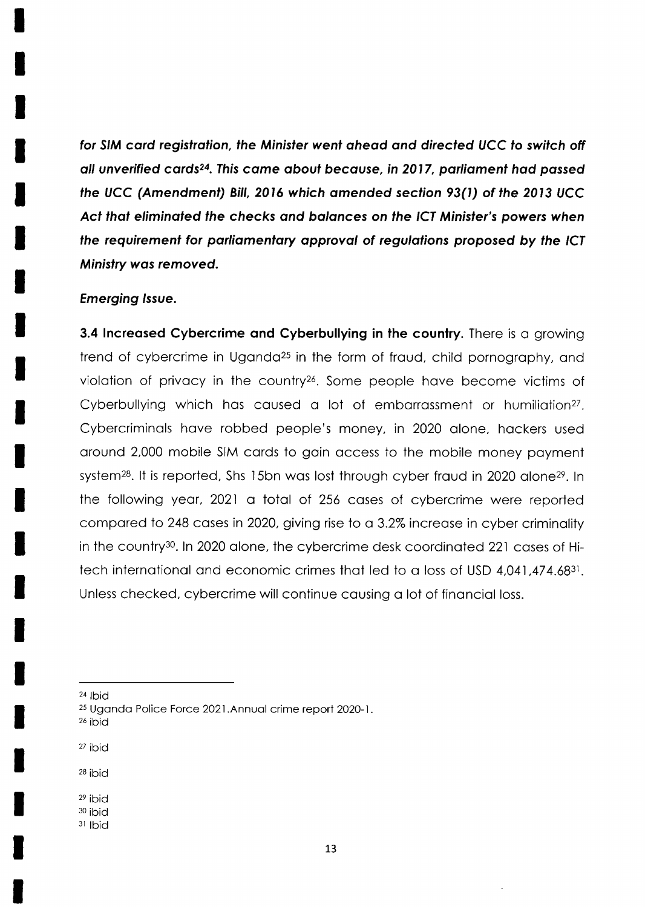***for SIM card registration, the Minister went ahead and directed UCC to switch off all unverified cards[24]. This came about because, in 2017, parliament had passed the UCC (Amendment) Bill, 2016 which amended section 93(1) of the 2013 UCC Act that eliminated the checks and balances on the ICT Minister's powers when the requirement for parliamentary approval of regulations proposed by the ICT Ministry was removed.***

***Emerging Issue.***

**3.4 Increased Cybercrime and Cyberbullying in the country.** There is a growing trend of cybercrime in Uganda[25] in the form of fraud, child pornography, and violation of privacy in the country[26]. Some people have become victims of Cyberbullying which has caused a lot of embarrassment or humiliation[27]. Cybercriminals have robbed people's money, in 2020 alone, hackers used around 2,000 mobile SIM cards to gain access to the mobile money payment system[28]. It is reported, Shs 15bn was lost through cyber fraud in 2020 alone[29]. In the following year, 2021 a total of 256 cases of cybercrime were reported compared to 248 cases in 2020, giving rise to a 3.2% increase in cyber criminality in the country[30]. In 2020 alone, the cybercrime desk coordinated 221 cases of Hi-tech international and economic crimes that led to a loss of USD 4,041,474.68[31]. Unless checked, cybercrime will continue causing a lot of financial loss.

---

[24] Ibid

[25] Uganda Police Force 2021.Annual crime report 2020-1.

[26] ibid

[27] ibid

[28] ibid

[29] ibid

[30] ibid

[31] Ibid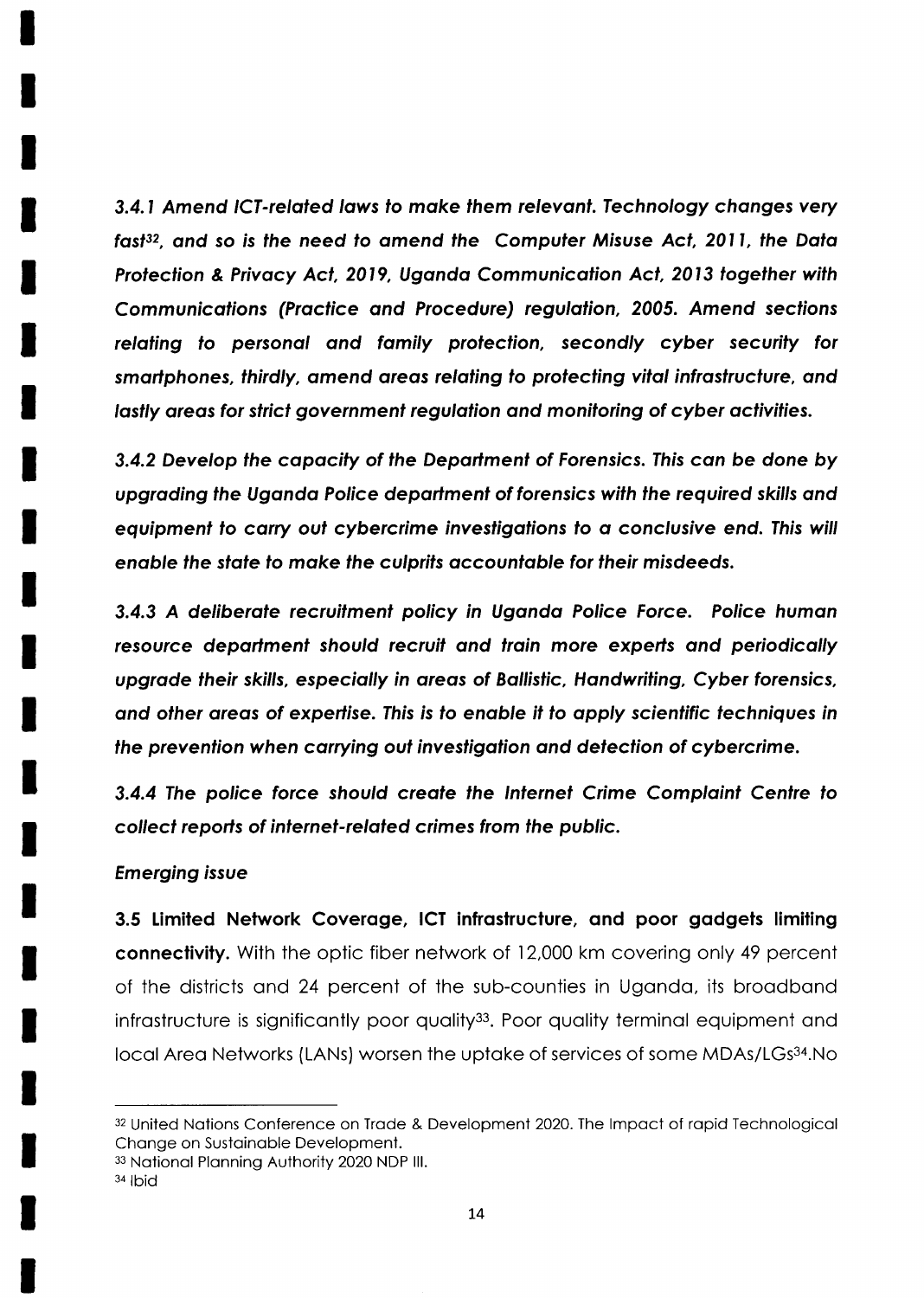***3.4.1 Amend ICT-related laws to make them relevant. Technology changes very fast[32], and so is the need to amend the Computer Misuse Act, 2011, the Data Protection & Privacy Act, 2019, Uganda Communication Act, 2013 together with Communications (Practice and Procedure) regulation, 2005. Amend sections relating to personal and family protection, secondly cyber security for smartphones, thirdly, amend areas relating to protecting vital infrastructure, and lastly areas for strict government regulation and monitoring of cyber activities.***

***3.4.2 Develop the capacity of the Department of Forensics. This can be done by upgrading the Uganda Police department of forensics with the required skills and equipment to carry out cybercrime investigations to a conclusive end. This will enable the state to make the culprits accountable for their misdeeds.***

***3.4.3 A deliberate recruitment policy in Uganda Police Force. Police human resource department should recruit and train more experts and periodically upgrade their skills, especially in areas of Ballistic, Handwriting, Cyber forensics, and other areas of expertise. This is to enable it to apply scientific techniques in the prevention when carrying out investigation and detection of cybercrime.***

***3.4.4 The police force should create the Internet Crime Complaint Centre to collect reports of internet-related crimes from the public.***

*Emerging issue*

**3.5 Limited Network Coverage, ICT infrastructure, and poor gadgets limiting connectivity.** With the optic fiber network of 12,000 km covering only 49 percent of the districts and 24 percent of the sub-counties in Uganda, its broadband infrastructure is significantly poor quality[33]. Poor quality terminal equipment and local Area Networks (LANs) worsen the uptake of services of some MDAs/LGs[34].No

---

[32] United Nations Conference on Trade & Development 2020. The Impact of rapid Technological Change on Sustainable Development.

[33] National Planning Authority 2020 NDP III.

[34] Ibid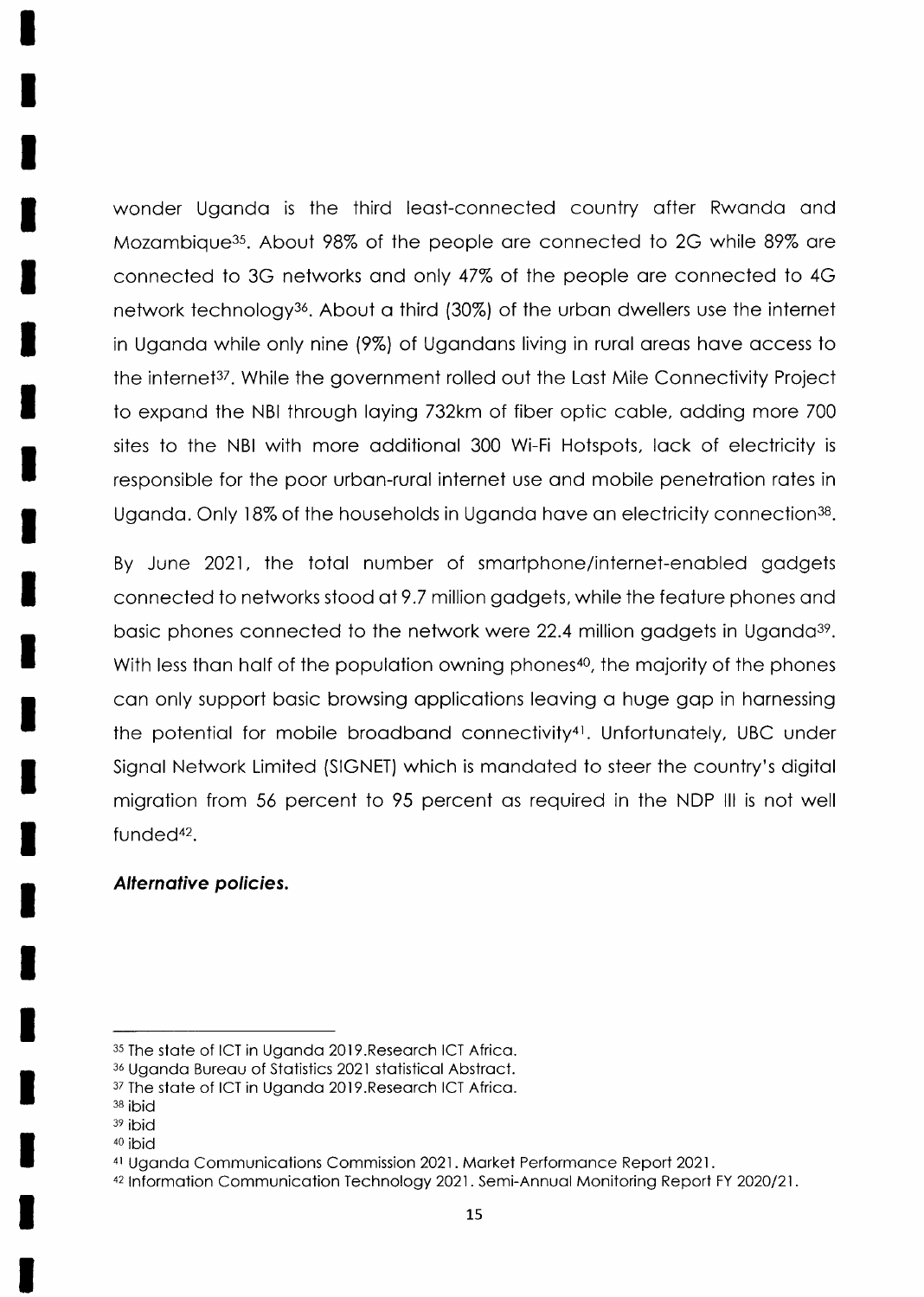wonder Uganda is the third least-connected country after Rwanda and Mozambique[35]. About 98% of the people are connected to 2G while 89% are connected to 3G networks and only 47% of the people are connected to 4G network technology[36]. About a third (30%) of the urban dwellers use the internet in Uganda while only nine (9%) of Ugandans living in rural areas have access to the internet[37]. While the government rolled out the Last Mile Connectivity Project to expand the NBI through laying 732km of fiber optic cable, adding more 700 sites to the NBI with more additional 300 Wi-Fi Hotspots, lack of electricity is responsible for the poor urban-rural internet use and mobile penetration rates in Uganda. Only 18% of the households in Uganda have an electricity connection[38].

By June 2021, the total number of smartphone/internet-enabled gadgets connected to networks stood at 9.7 million gadgets, while the feature phones and basic phones connected to the network were 22.4 million gadgets in Uganda[39]. With less than half of the population owning phones[40], the majority of the phones can only support basic browsing applications leaving a huge gap in harnessing the potential for mobile broadband connectivity[41]. Unfortunately, UBC under Signal Network Limited (SIGNET) which is mandated to steer the country's digital migration from 56 percent to 95 percent as required in the NDP III is not well funded[42].

***Alternative policies.***

---

[35] The state of ICT in Uganda 2019.Research ICT Africa.

[36] Uganda Bureau of Statistics 2021 statistical Abstract.

[37] The state of ICT in Uganda 2019.Research ICT Africa.

[38] ibid

[39] ibid

[40] ibid

[41] Uganda Communications Commission 2021. Market Performance Report 2021.

[42] Information Communication Technology 2021. Semi-Annual Monitoring Report FY 2020/21.